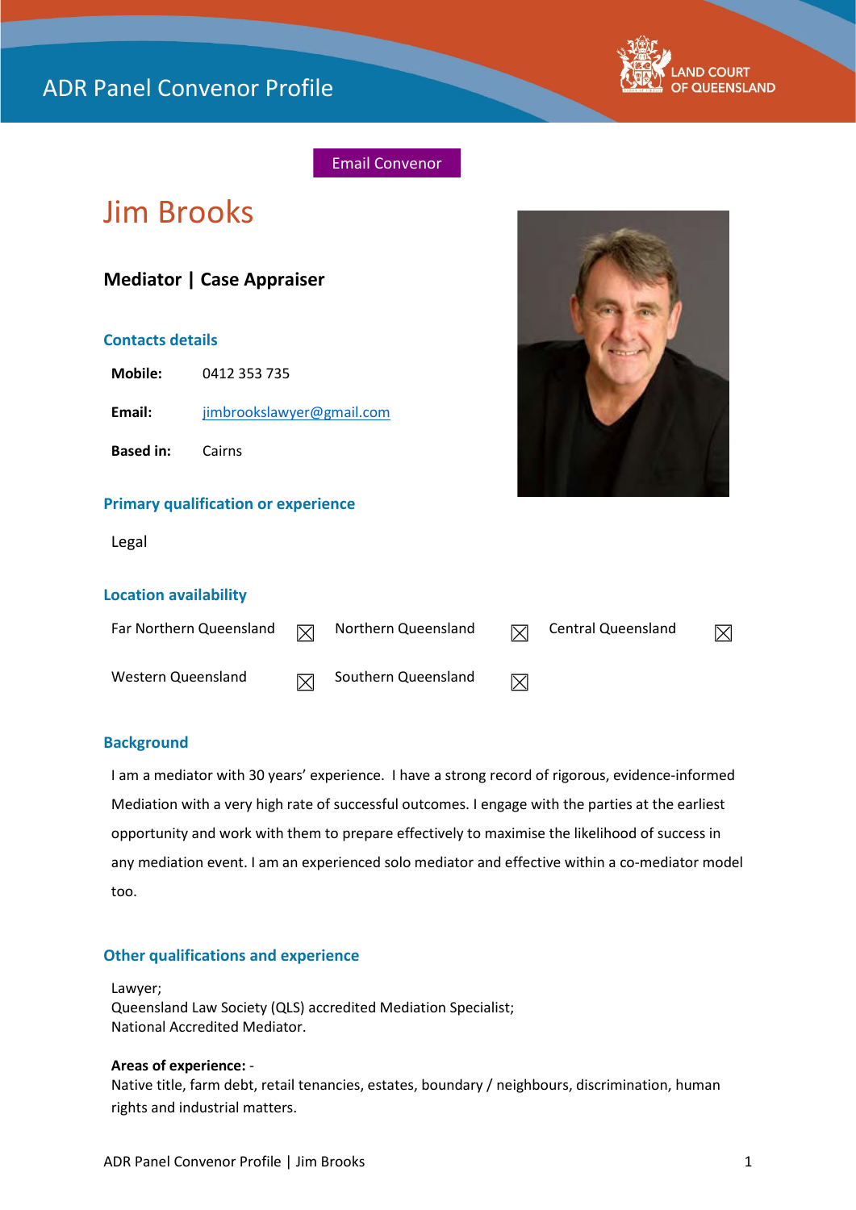# ADR Panel Convenor Profile

LAND COURT OF QUEENSLAND

Email Convenor

# Jim Brooks

**Mediator | Case Appraiser**

## Contacts details

**Mobile:** 0412 353 735

**Email:** jimbrookslawyer@gmail.com

**Based in:** Cairns

## Primary qualification or experience

Legal

## Location availability

| | | | | | |
|---|---|---|---|---|---|
| Far Northern Queensland | ☒ | Northern Queensland | ☒ | Central Queensland | ☒ |
| Western Queensland | ☒ | Southern Queensland | ☒ | | |

## Background

I am a mediator with 30 years' experience. I have a strong record of rigorous, evidence-informed Mediation with a very high rate of successful outcomes. I engage with the parties at the earliest opportunity and work with them to prepare effectively to maximise the likelihood of success in any mediation event. I am an experienced solo mediator and effective within a co-mediator model too.

## Other qualifications and experience

Lawyer;
Queensland Law Society (QLS) accredited Mediation Specialist;
National Accredited Mediator.

**Areas of experience:** -
Native title, farm debt, retail tenancies, estates, boundary / neighbours, discrimination, human rights and industrial matters.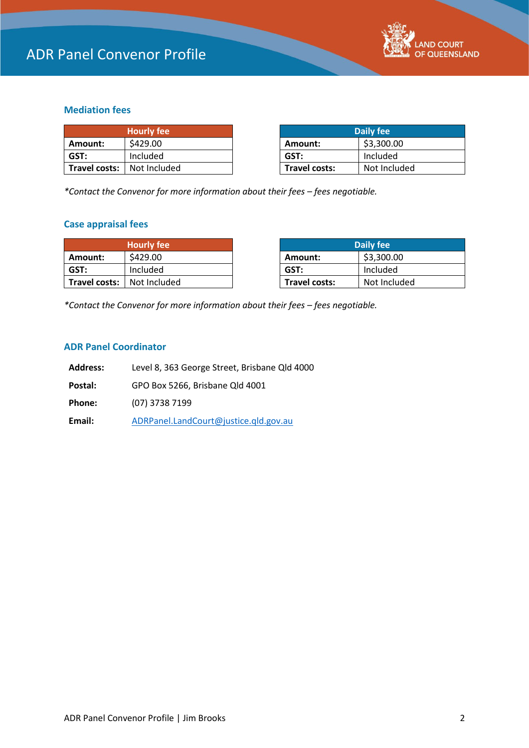## Mediation fees

| Hourly fee | |
|---|---|
| **Amount:** | $429.00 |
| **GST:** | Included |
| **Travel costs:** | Not Included |

| Daily fee | |
|---|---|
| **Amount:** | $3,300.00 |
| **GST:** | Included |
| **Travel costs:** | Not Included |

*\*Contact the Convenor for more information about their fees – fees negotiable.*

## Case appraisal fees

| Hourly fee | |
|---|---|
| **Amount:** | $429.00 |
| **GST:** | Included |
| **Travel costs:** | Not Included |

| Daily fee | |
|---|---|
| **Amount:** | $3,300.00 |
| **GST:** | Included |
| **Travel costs:** | Not Included |

*\*Contact the Convenor for more information about their fees – fees negotiable.*

## ADR Panel Coordinator

**Address:** Level 8, 363 George Street, Brisbane Qld 4000

**Postal:** GPO Box 5266, Brisbane Qld 4001

**Phone:** (07) 3738 7199

**Email:** ADRPanel.LandCourt@justice.qld.gov.au